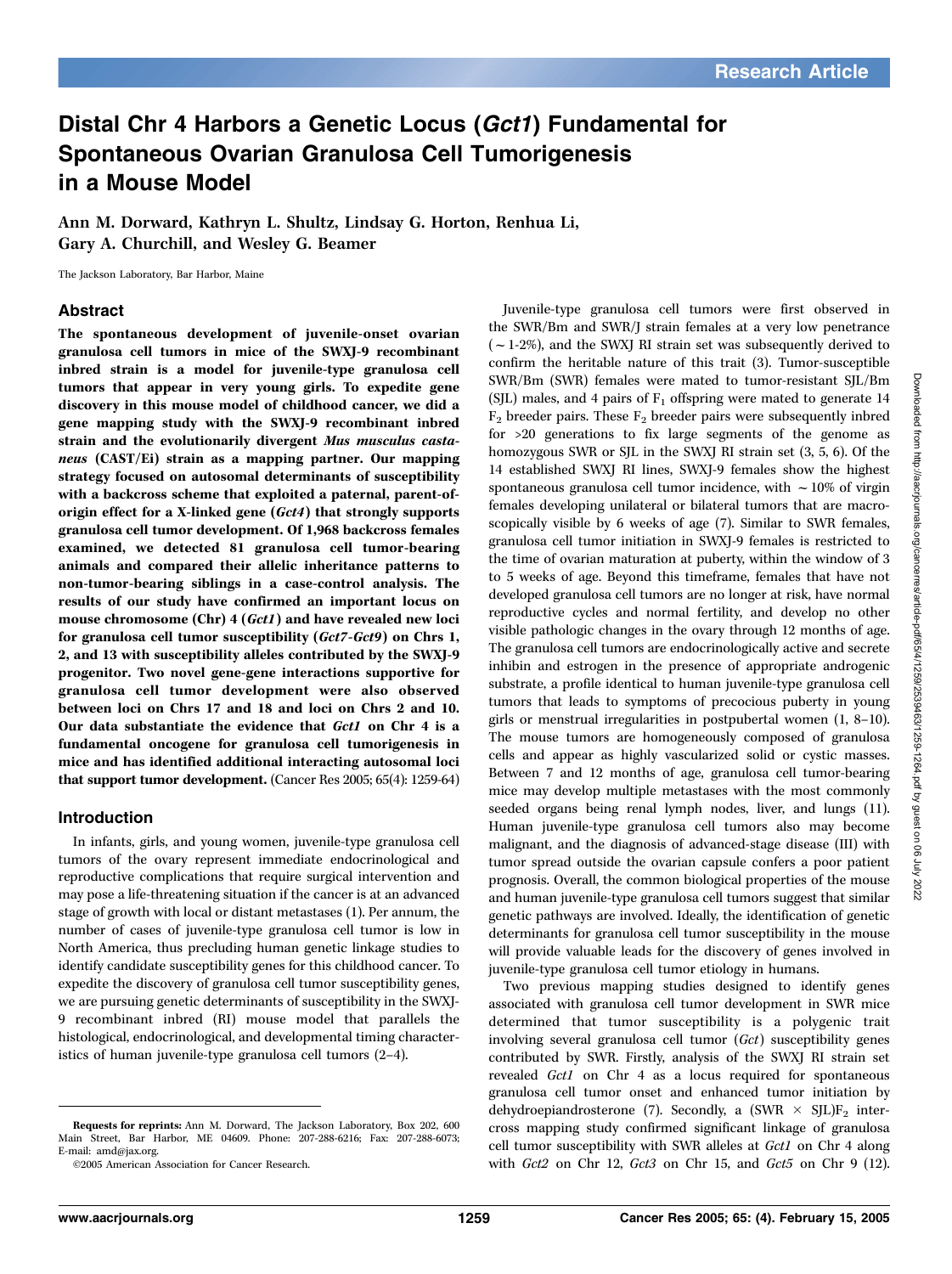# Distal Chr 4 Harbors a Genetic Locus (*Gct1*) Fundamental for Spontaneous Ovarian Granulosa Cell Tumorigenesis in a Mouse Model

**Ann M. Dorward, Kathryn L. Shultz, Lindsay G. Horton, Renhua Li, Gary A. Churchill, and Wesley G. Beamer**

The Jackson Laboratory, Bar Harbor, Maine

## Abstract

**The spontaneous development of juvenile-onset ovarian granulosa cell tumors in mice of the SWXJ-9 recombinant inbred strain is a model for juvenile-type granulosa cell tumors that appear in very young girls. To expedite gene discovery in this mouse model of childhood cancer, we did a gene mapping study with the SWXJ-9 recombinant inbred strain and the evolutionarily divergent *Mus musculus castaneus* (CAST/Ei) strain as a mapping partner. Our mapping strategy focused on autosomal determinants of susceptibility with a backcross scheme that exploited a paternal, parent-of-origin effect for a X-linked gene (*Gct4*) that strongly supports granulosa cell tumor development. Of 1,968 backcross females examined, we detected 81 granulosa cell tumor-bearing animals and compared their allelic inheritance patterns to non-tumor-bearing siblings in a case-control analysis. The results of our study have confirmed an important locus on mouse chromosome (Chr) 4 (*Gct1*) and have revealed new loci for granulosa cell tumor susceptibility (*Gct7*-*Gct9*) on Chrs 1, 2, and 13 with susceptibility alleles contributed by the SWXJ-9 progenitor. Two novel gene-gene interactions supportive for granulosa cell tumor development were also observed between loci on Chrs 17 and 18 and loci on Chrs 2 and 10. Our data substantiate the evidence that *Gct1* on Chr 4 is a fundamental oncogene for granulosa cell tumorigenesis in mice and has identified additional interacting autosomal loci that support tumor development.** (Cancer Res 2005; 65(4): 1259-64)

## Introduction

In infants, girls, and young women, juvenile-type granulosa cell tumors of the ovary represent immediate endocrinological and reproductive complications that require surgical intervention and may pose a life-threatening situation if the cancer is at an advanced stage of growth with local or distant metastases (1). Per annum, the number of cases of juvenile-type granulosa cell tumor is low in North America, thus precluding human genetic linkage studies to identify candidate susceptibility genes for this childhood cancer. To expedite the discovery of granulosa cell tumor susceptibility genes, we are pursuing genetic determinants of susceptibility in the SWXJ-9 recombinant inbred (RI) mouse model that parallels the histological, endocrinological, and developmental timing characteristics of human juvenile-type granulosa cell tumors (2–4).

Juvenile-type granulosa cell tumors were first observed in the SWR/Bm and SWR/J strain females at a very low penetrance (~1-2%), and the SWXJ RI strain set was subsequently derived to confirm the heritable nature of this trait (3). Tumor-susceptible SWR/Bm (SWR) females were mated to tumor-resistant SJL/Bm (SJL) males, and 4 pairs of $F_1$ offspring were mated to generate 14 $F_2$ breeder pairs. These $F_2$ breeder pairs were subsequently inbred for >20 generations to fix large segments of the genome as homozygous SWR or SJL in the SWXJ RI strain set (3, 5, 6). Of the 14 established SWXJ RI lines, SWXJ-9 females show the highest spontaneous granulosa cell tumor incidence, with ~10% of virgin females developing unilateral or bilateral tumors that are macroscopically visible by 6 weeks of age (7). Similar to SWR females, granulosa cell tumor initiation in SWXJ-9 females is restricted to the time of ovarian maturation at puberty, within the window of 3 to 5 weeks of age. Beyond this timeframe, females that have not developed granulosa cell tumors are no longer at risk, have normal reproductive cycles and normal fertility, and develop no other visible pathologic changes in the ovary through 12 months of age. The granulosa cell tumors are endocrinologically active and secrete inhibin and estrogen in the presence of appropriate androgenic substrate, a profile identical to human juvenile-type granulosa cell tumors that leads to symptoms of precocious puberty in young girls or menstrual irregularities in postpubertal women (1, 8–10). The mouse tumors are homogeneously composed of granulosa cells and appear as highly vascularized solid or cystic masses. Between 7 and 12 months of age, granulosa cell tumor-bearing mice may develop multiple metastases with the most commonly seeded organs being renal lymph nodes, liver, and lungs (11). Human juvenile-type granulosa cell tumors also may become malignant, and the diagnosis of advanced-stage disease (III) with tumor spread outside the ovarian capsule confers a poor patient prognosis. Overall, the common biological properties of the mouse and human juvenile-type granulosa cell tumors suggest that similar genetic pathways are involved. Ideally, the identification of genetic determinants for granulosa cell tumor susceptibility in the mouse will provide valuable leads for the discovery of genes involved in juvenile-type granulosa cell tumor etiology in humans.

Two previous mapping studies designed to identify genes associated with granulosa cell tumor development in SWR mice determined that tumor susceptibility is a polygenic trait involving several granulosa cell tumor (*Gct*) susceptibility genes contributed by SWR. Firstly, analysis of the SWXJ RI strain set revealed *Gct1* on Chr 4 as a locus required for spontaneous granulosa cell tumor onset and enhanced tumor initiation by dehydroepiandrosterone (7). Secondly, a (SWR × SJL)$F_2$ intercross mapping study confirmed significant linkage of granulosa cell tumor susceptibility with SWR alleles at *Gct1* on Chr 4 along with *Gct2* on Chr 12, *Gct3* on Chr 15, and *Gct5* on Chr 9 (12).

**Requests for reprints:** Ann M. Dorward, The Jackson Laboratory, Box 202, 600 Main Street, Bar Harbor, ME 04609. Phone: 207-288-6216; Fax: 207-288-6073; E-mail: amd@jax.org.

©2005 American Association for Cancer Research.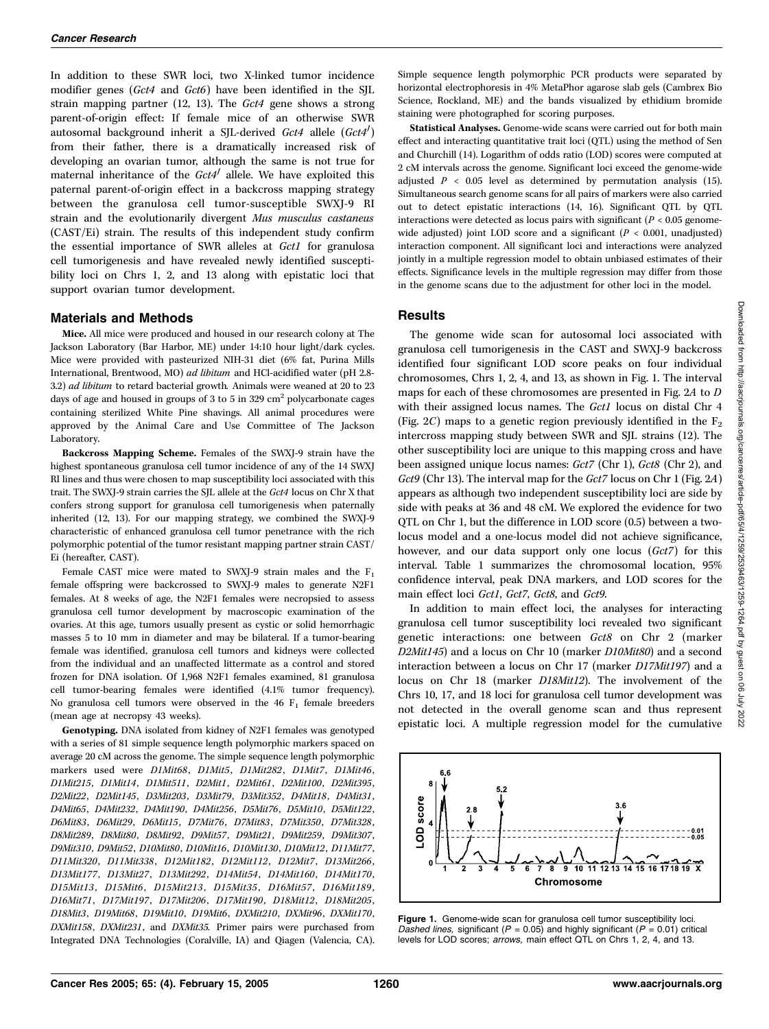In addition to these SWR loci, two X-linked tumor incidence modifier genes (*Gct4* and *Gct6*) have been identified in the SJL strain mapping partner (12, 13). The *Gct4* gene shows a strong parent-of-origin effect: If female mice of an otherwise SWR autosomal background inherit a SJL-derived *Gct4* allele ($Gct4^J$) from their father, there is a dramatically increased risk of developing an ovarian tumor, although the same is not true for maternal inheritance of the $Gct4^J$ allele. We have exploited this paternal parent-of-origin effect in a backcross mapping strategy between the granulosa cell tumor-susceptible SWXJ-9 RI strain and the evolutionarily divergent *Mus musculus castaneus* (CAST/Ei) strain. The results of this independent study confirm the essential importance of SWR alleles at *Gct1* for granulosa cell tumorigenesis and have revealed newly identified susceptibility loci on Chrs 1, 2, and 13 along with epistatic loci that support ovarian tumor development.

## Materials and Methods

**Mice.** All mice were produced and housed in our research colony at The Jackson Laboratory (Bar Harbor, ME) under 14:10 hour light/dark cycles. Mice were provided with pasteurized NIH-31 diet (6% fat, Purina Mills International, Brentwood, MO) *ad libitum* and HCl-acidified water (pH 2.8-3.2) *ad libitum* to retard bacterial growth. Animals were weaned at 20 to 23 days of age and housed in groups of 3 to 5 in 329 $cm^2$ polycarbonate cages containing sterilized White Pine shavings. All animal procedures were approved by the Animal Care and Use Committee of The Jackson Laboratory.

**Backcross Mapping Scheme.** Females of the SWXJ-9 strain have the highest spontaneous granulosa cell tumor incidence of any of the 14 SWXJ RI lines and thus were chosen to map susceptibility loci associated with this trait. The SWXJ-9 strain carries the SJL allele at the *Gct4* locus on Chr X that confers strong support for granulosa cell tumorigenesis when paternally inherited (12, 13). For our mapping strategy, we combined the SWXJ-9 characteristic of enhanced granulosa cell tumor penetrance with the rich polymorphic potential of the tumor resistant mapping partner strain CAST/Ei (hereafter, CAST).

Female CAST mice were mated to SWXJ-9 strain males and the $F_1$ female offspring were backcrossed to SWXJ-9 males to generate N2F1 females. At 8 weeks of age, the N2F1 females were necropsied to assess granulosa cell tumor development by macroscopic examination of the ovaries. At this age, tumors usually present as cystic or solid hemorrhagic masses 5 to 10 mm in diameter and may be bilateral. If a tumor-bearing female was identified, granulosa cell tumors and kidneys were collected from the individual and an unaffected littermate as a control and stored frozen for DNA isolation. Of 1,968 N2F1 females examined, 81 granulosa cell tumor-bearing females were identified (4.1% tumor frequency). No granulosa cell tumors were observed in the 46 $F_1$ female breeders (mean age at necropsy 43 weeks).

**Genotyping.** DNA isolated from kidney of N2F1 females was genotyped with a series of 81 simple sequence length polymorphic markers spaced on average 20 cM across the genome. The simple sequence length polymorphic markers used were *D1Mit68*, *D1Mit5*, *D1Mit282*, *D1Mit7*, *D1Mit46*, *D1Mit215*, *D1Mit14*, *D1Mit511*, *D2Mit1*, *D2Mit61*, *D2Mit100*, *D2Mit395*, *D2Mit22*, *D2Mit145*, *D3Mit203*, *D3Mit79*, *D3Mit352*, *D4Mit18*, *D4Mit31*, *D4Mit65*, *D4Mit232*, *D4Mit190*, *D4Mit256*, *D5Mit76*, *D5Mit10*, *D5Mit122*, *D6Mit83*, *D6Mit29*, *D6Mit15*, *D7Mit76*, *D7Mit83*, *D7Mit350*, *D7Mit328*, *D8Mit289*, *D8Mit80*, *D8Mit92*, *D9Mit57*, *D9Mit21*, *D9Mit259*, *D9Mit307*, *D9Mit310*, *D9Mit52*, *D10Mit80*, *D10Mit16*, *D10Mit130*, *D10Mit12*, *D11Mit77*, *D11Mit320*, *D11Mit338*, *D12Mit182*, *D12Mit112*, *D12Mit7*, *D13Mit266*, *D13Mit177*, *D13Mit27*, *D13Mit292*, *D14Mit54*, *D14Mit160*, *D14Mit170*, *D15Mit13*, *D15Mit6*, *D15Mit213*, *D15Mit35*, *D16Mit57*, *D16Mit189*, *D16Mit71*, *D17Mit197*, *D17Mit206*, *D17Mit190*, *D18Mit12*, *D18Mit205*, *D18Mit3*, *D19Mit68*, *D19Mit10*, *D19Mit6*, *DXMit210*, *DXMit96*, *DXMit170*, *DXMit158*, *DXMit231*, and *DXMit35*. Primer pairs were purchased from Integrated DNA Technologies (Coralville, IA) and Qiagen (Valencia, CA). Simple sequence length polymorphic PCR products were separated by horizontal electrophoresis in 4% MetaPhor agarose slab gels (Cambrex Bio Science, Rockland, ME) and the bands visualized by ethidium bromide staining were photographed for scoring purposes.

**Statistical Analyses.** Genome-wide scans were carried out for both main effect and interacting quantitative trait loci (QTL) using the method of Sen and Churchill (14). Logarithm of odds ratio (LOD) scores were computed at 2 cM intervals across the genome. Significant loci exceed the genome-wide adjusted $P < 0.05$ level as determined by permutation analysis (15). Simultaneous search genome scans for all pairs of markers were also carried out to detect epistatic interactions (14, 16). Significant QTL by QTL interactions were detected as locus pairs with significant ($P < 0.05$ genome-wide adjusted) joint LOD score and a significant ($P < 0.001$, unadjusted) interaction component. All significant loci and interactions were analyzed jointly in a multiple regression model to obtain unbiased estimates of their effects. Significance levels in the multiple regression may differ from those in the genome scans due to the adjustment for other loci in the model.

## Results

The genome wide scan for autosomal loci associated with granulosa cell tumorigenesis in the CAST and SWXJ-9 backcross identified four significant LOD score peaks on four individual chromosomes, Chrs 1, 2, 4, and 13, as shown in Fig. 1. The interval maps for each of these chromosomes are presented in Fig. 2*A* to *D* with their assigned locus names. The *Gct1* locus on distal Chr 4 (Fig. 2*C*) maps to a genetic region previously identified in the $F_2$ intercross mapping study between SWR and SJL strains (12). The other susceptibility loci are unique to this mapping cross and have been assigned unique locus names: *Gct7* (Chr 1), *Gct8* (Chr 2), and *Gct9* (Chr 13). The interval map for the *Gct7* locus on Chr 1 (Fig. 2*A*) appears as although two independent susceptibility loci are side by side with peaks at 36 and 48 cM. We explored the evidence for two QTL on Chr 1, but the difference in LOD score (0.5) between a two-locus model and a one-locus model did not achieve significance, however, and our data support only one locus (*Gct7*) for this interval. Table 1 summarizes the chromosomal location, 95% confidence interval, peak DNA markers, and LOD scores for the main effect loci *Gct1*, *Gct7*, *Gct8*, and *Gct9*.

In addition to main effect loci, the analyses for interacting granulosa cell tumor susceptibility loci revealed two significant genetic interactions: one between *Gct8* on Chr 2 (marker *D2Mit145*) and a locus on Chr 10 (marker *D10Mit80*) and a second interaction between a locus on Chr 17 (marker *D17Mit197*) and a locus on Chr 18 (marker *D18Mit12*). The involvement of the Chrs 10, 17, and 18 loci for granulosa cell tumor development was not detected in the overall genome scan and thus represent epistatic loci. A multiple regression model for the cumulative

**Figure 1.** Genome-wide scan for granulosa cell tumor susceptibility loci. *Dashed lines,* significant ($P = 0.05$) and highly significant ($P = 0.01$) critical levels for LOD scores; *arrows,* main effect QTL on Chrs 1, 2, 4, and 13.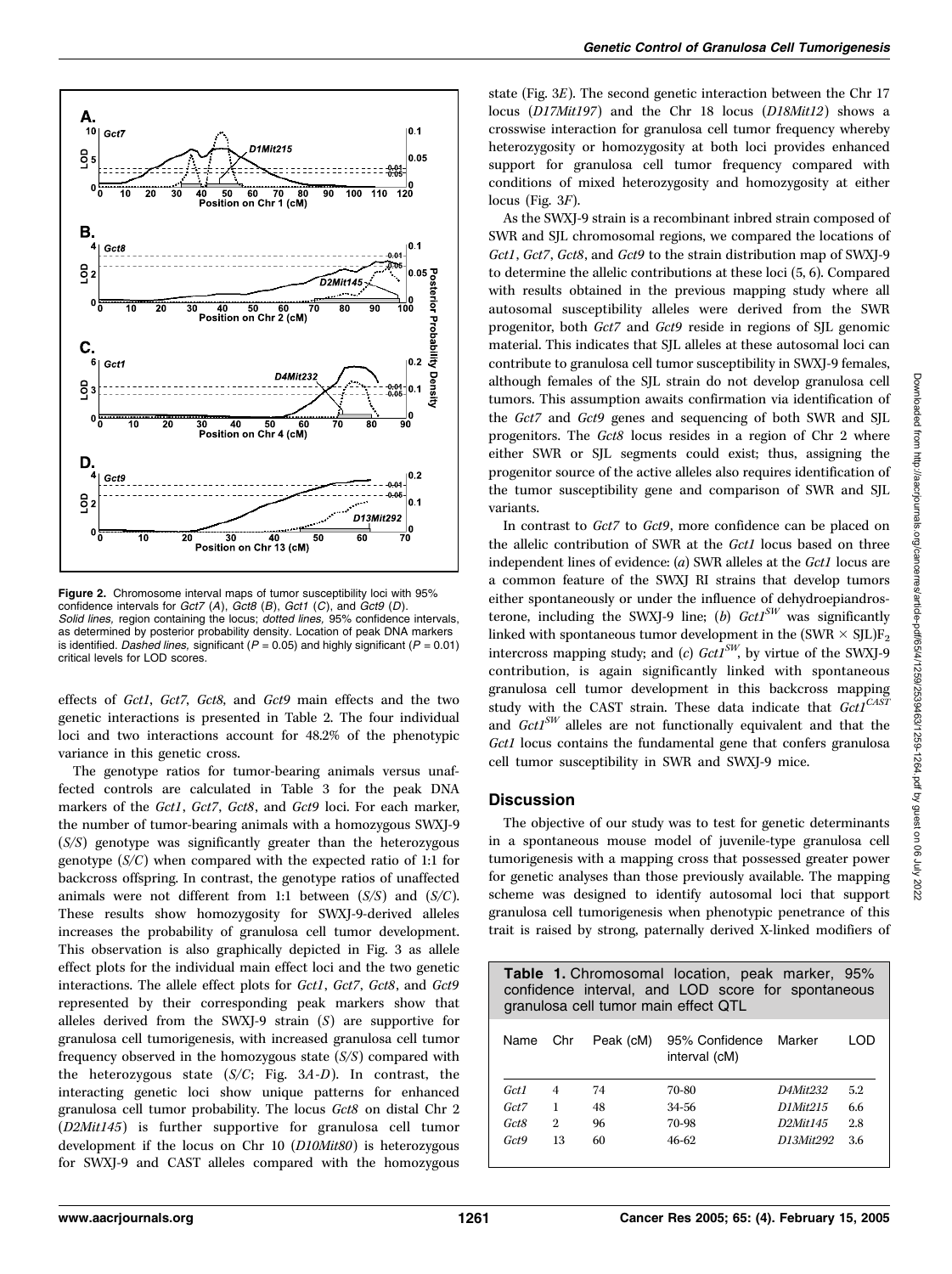**Figure 2.** Chromosome interval maps of tumor susceptibility loci with 95% confidence intervals for *Gct7* (*A*), *Gct8* (*B*), *Gct1* (*C*), and *Gct9* (*D*). *Solid lines,* region containing the locus; *dotted lines,* 95% confidence intervals, as determined by posterior probability density. Location of peak DNA markers is identified. *Dashed lines,* significant ($P = 0.05$) and highly significant ($P = 0.01$) critical levels for LOD scores.

effects of *Gct1*, *Gct7*, *Gct8*, and *Gct9* main effects and the two genetic interactions is presented in Table 2. The four individual loci and two interactions account for 48.2% of the phenotypic variance in this genetic cross.

The genotype ratios for tumor-bearing animals versus unaffected controls are calculated in Table 3 for the peak DNA markers of the *Gct1*, *Gct7*, *Gct8*, and *Gct9* loci. For each marker, the number of tumor-bearing animals with a homozygous SWXJ-9 (*S/S*) genotype was significantly greater than the heterozygous genotype (*S/C*) when compared with the expected ratio of 1:1 for backcross offspring. In contrast, the genotype ratios of unaffected animals were not different from 1:1 between (*S/S*) and (*S/C*). These results show homozygosity for SWXJ-9-derived alleles increases the probability of granulosa cell tumor development. This observation is also graphically depicted in Fig. 3 as allele effect plots for the individual main effect loci and the two genetic interactions. The allele effect plots for *Gct1*, *Gct7*, *Gct8*, and *Gct9* represented by their corresponding peak markers show that alleles derived from the SWXJ-9 strain (*S*) are supportive for granulosa cell tumorigenesis, with increased granulosa cell tumor frequency observed in the homozygous state (*S/S*) compared with the heterozygous state (*S/C*; Fig. 3*A-D*). In contrast, the interacting genetic loci show unique patterns for enhanced granulosa cell tumor probability. The locus *Gct8* on distal Chr 2 (*D2Mit145*) is further supportive for granulosa cell tumor development if the locus on Chr 10 (*D10Mit80*) is heterozygous for SWXJ-9 and CAST alleles compared with the homozygous state (Fig. 3*E*). The second genetic interaction between the Chr 17 locus (*D17Mit197*) and the Chr 18 locus (*D18Mit12*) shows a crosswise interaction for granulosa cell tumor frequency whereby heterozygosity or homozygosity at both loci provides enhanced support for granulosa cell tumor frequency compared with conditions of mixed heterozygosity and homozygosity at either locus (Fig. 3*F*).

As the SWXJ-9 strain is a recombinant inbred strain composed of SWR and SJL chromosomal regions, we compared the locations of *Gct1*, *Gct7*, *Gct8*, and *Gct9* to the strain distribution map of SWXJ-9 to determine the allelic contributions at these loci (5, 6). Compared with results obtained in the previous mapping study where all autosomal susceptibility alleles were derived from the SWR progenitor, both *Gct7* and *Gct9* reside in regions of SJL genomic material. This indicates that SJL alleles at these autosomal loci can contribute to granulosa cell tumor susceptibility in SWXJ-9 females, although females of the SJL strain do not develop granulosa cell tumors. This assumption awaits confirmation via identification of the *Gct7* and *Gct9* genes and sequencing of both SWR and SJL progenitors. The *Gct8* locus resides in a region of Chr 2 where either SWR or SJL segments could exist; thus, assigning the progenitor source of the active alleles also requires identification of the tumor susceptibility gene and comparison of SWR and SJL variants.

In contrast to *Gct7* to *Gct9*, more confidence can be placed on the allelic contribution of SWR at the *Gct1* locus based on three independent lines of evidence: (*a*) SWR alleles at the *Gct1* locus are a common feature of the SWXJ RI strains that develop tumors either spontaneously or under the influence of dehydroepiandrosterone, including the SWXJ-9 line; (*b*) $Gct1^{SW}$ was significantly linked with spontaneous tumor development in the (SWR × SJL)$F_2$ intercross mapping study; and (*c*) $Gct1^{SW}$, by virtue of the SWXJ-9 contribution, is again significantly linked with spontaneous granulosa cell tumor development in this backcross mapping study with the CAST strain. These data indicate that $Gct1^{CAST}$ and $Gct1^{SW}$ alleles are not functionally equivalent and that the *Gct1* locus contains the fundamental gene that confers granulosa cell tumor susceptibility in SWR and SWXJ-9 mice.

## Discussion

The objective of our study was to test for genetic determinants in a spontaneous mouse model of juvenile-type granulosa cell tumorigenesis with a mapping cross that possessed greater power for genetic analyses than those previously available. The mapping scheme was designed to identify autosomal loci that support granulosa cell tumorigenesis when phenotypic penetrance of this trait is raised by strong, paternally derived X-linked modifiers of

**Table 1.** Chromosomal location, peak marker, 95% confidence interval, and LOD score for spontaneous granulosa cell tumor main effect QTL

| Name | Chr | Peak (cM) | 95% Confidence interval (cM) | Marker | LOD |
|---|---|---|---|---|---|
| *Gct1* | 4 | 74 | 70-80 | *D4Mit232* | 5.2 |
| *Gct7* | 1 | 48 | 34-56 | *D1Mit215* | 6.6 |
| *Gct8* | 2 | 96 | 70-98 | *D2Mit145* | 2.8 |
| *Gct9* | 13 | 60 | 46-62 | *D13Mit292* | 3.6 |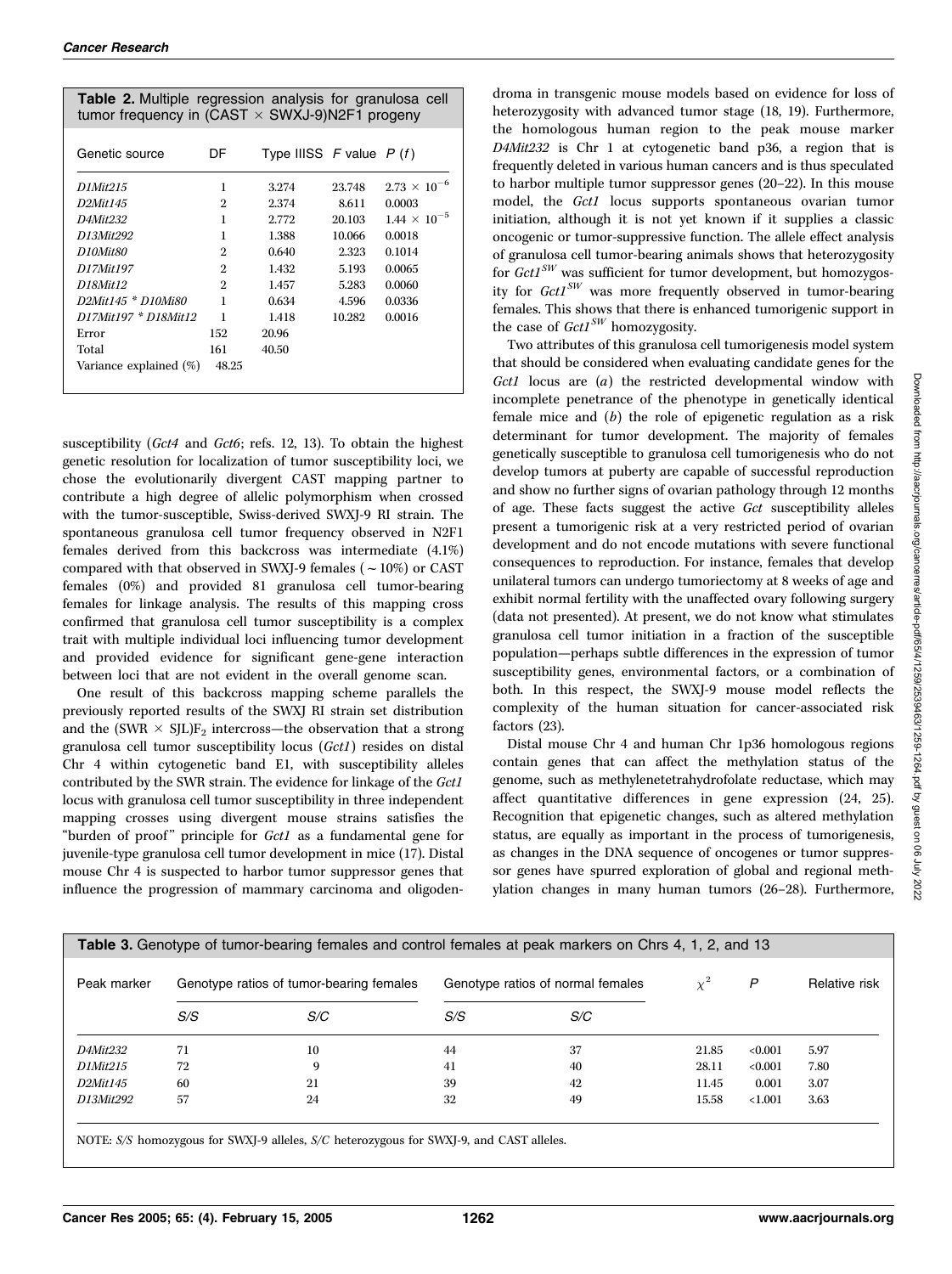**Table 2.** Multiple regression analysis for granulosa cell tumor frequency in (CAST × SWXJ-9)N2F1 progeny

| Genetic source | DF | Type IIISS | F value | P (f) |
|---|---|---|---|---|
| *D1Mit215* | 1 | 3.274 | 23.748 | $2.73 \times 10^{-6}$ |
| *D2Mit145* | 2 | 2.374 | 8.611 | 0.0003 |
| *D4Mit232* | 1 | 2.772 | 20.103 | $1.44 \times 10^{-5}$ |
| *D13Mit292* | 1 | 1.388 | 10.066 | 0.0018 |
| *D10Mit80* | 2 | 0.640 | 2.323 | 0.1014 |
| *D17Mit197* | 2 | 1.432 | 5.193 | 0.0065 |
| *D18Mit12* | 2 | 1.457 | 5.283 | 0.0060 |
| *D2Mit145 * D10Mi80* | 1 | 0.634 | 4.596 | 0.0336 |
| *D17Mit197 * D18Mit12* | 1 | 1.418 | 10.282 | 0.0016 |
| Error | 152 | 20.96 | | |
| Total | 161 | 40.50 | | |
| Variance explained (%) | 48.25 | | | |

susceptibility (*Gct4* and *Gct6*; refs. 12, 13). To obtain the highest genetic resolution for localization of tumor susceptibility loci, we chose the evolutionarily divergent CAST mapping partner to contribute a high degree of allelic polymorphism when crossed with the tumor-susceptible, Swiss-derived SWXJ-9 RI strain. The spontaneous granulosa cell tumor frequency observed in N2F1 females derived from this backcross was intermediate (4.1%) compared with that observed in SWXJ-9 females (~10%) or CAST females (0%) and provided 81 granulosa cell tumor-bearing females for linkage analysis. The results of this mapping cross confirmed that granulosa cell tumor susceptibility is a complex trait with multiple individual loci influencing tumor development and provided evidence for significant gene-gene interaction between loci that are not evident in the overall genome scan.

One result of this backcross mapping scheme parallels the previously reported results of the SWXJ RI strain set distribution and the (SWR × SJL)$F_2$ intercross—the observation that a strong granulosa cell tumor susceptibility locus (*Gct1*) resides on distal Chr 4 within cytogenetic band E1, with susceptibility alleles contributed by the SWR strain. The evidence for linkage of the *Gct1* locus with granulosa cell tumor susceptibility in three independent mapping crosses using divergent mouse strains satisfies the "burden of proof" principle for *Gct1* as a fundamental gene for juvenile-type granulosa cell tumor development in mice (17). Distal mouse Chr 4 is suspected to harbor tumor suppressor genes that influence the progression of mammary carcinoma and oligodendroma in transgenic mouse models based on evidence for loss of heterozygosity with advanced tumor stage (18, 19). Furthermore, the homologous human region to the peak mouse marker *D4Mit232* is Chr 1 at cytogenetic band p36, a region that is frequently deleted in various human cancers and is thus speculated to harbor multiple tumor suppressor genes (20–22). In this mouse model, the *Gct1* locus supports spontaneous ovarian tumor initiation, although it is not yet known if it supplies a classic oncogenic or tumor-suppressive function. The allele effect analysis of granulosa cell tumor-bearing animals shows that heterozygosity for $Gct1^{SW}$ was sufficient for tumor development, but homozygosity for $Gct1^{SW}$ was more frequently observed in tumor-bearing females. This shows that there is enhanced tumorigenic support in the case of $Gct1^{SW}$ homozygosity.

Two attributes of this granulosa cell tumorigenesis model system that should be considered when evaluating candidate genes for the *Gct1* locus are (*a*) the restricted developmental window with incomplete penetrance of the phenotype in genetically identical female mice and (*b*) the role of epigenetic regulation as a risk determinant for tumor development. The majority of females genetically susceptible to granulosa cell tumorigenesis who do not develop tumors at puberty are capable of successful reproduction and show no further signs of ovarian pathology through 12 months of age. These facts suggest the active *Gct* susceptibility alleles present a tumorigenic risk at a very restricted period of ovarian development and do not encode mutations with severe functional consequences to reproduction. For instance, females that develop unilateral tumors can undergo tumoriectomy at 8 weeks of age and exhibit normal fertility with the unaffected ovary following surgery (data not presented). At present, we do not know what stimulates granulosa cell tumor initiation in a fraction of the susceptible population—perhaps subtle differences in the expression of tumor susceptibility genes, environmental factors, or a combination of both. In this respect, the SWXJ-9 mouse model reflects the complexity of the human situation for cancer-associated risk factors (23).

Distal mouse Chr 4 and human Chr 1p36 homologous regions contain genes that can affect the methylation status of the genome, such as methylenetetrahydrofolate reductase, which may affect quantitative differences in gene expression (24, 25). Recognition that epigenetic changes, such as altered methylation status, are equally as important in the process of tumorigenesis, as changes in the DNA sequence of oncogenes or tumor suppressor genes have spurred exploration of global and regional methylation changes in many human tumors (26–28). Furthermore,

**Table 3.** Genotype of tumor-bearing females and control females at peak markers on Chrs 4, 1, 2, and 13

| Peak marker | Genotype ratios of tumor-bearing females | | Genotype ratios of normal females | | $\chi^2$ | P | Relative risk |
|---|---|---|---|---|---|---|---|
| | S/S | S/C | S/S | S/C | | | |
| *D4Mit232* | 71 | 10 | 44 | 37 | 21.85 | <0.001 | 5.97 |
| *D1Mit215* | 72 | 9 | 41 | 40 | 28.11 | <0.001 | 7.80 |
| *D2Mit145* | 60 | 21 | 39 | 42 | 11.45 | 0.001 | 3.07 |
| *D13Mit292* | 57 | 24 | 32 | 49 | 15.58 | <1.001 | 3.63 |

NOTE: *S/S* homozygous for SWXJ-9 alleles, *S/C* heterozygous for SWXJ-9, and CAST alleles.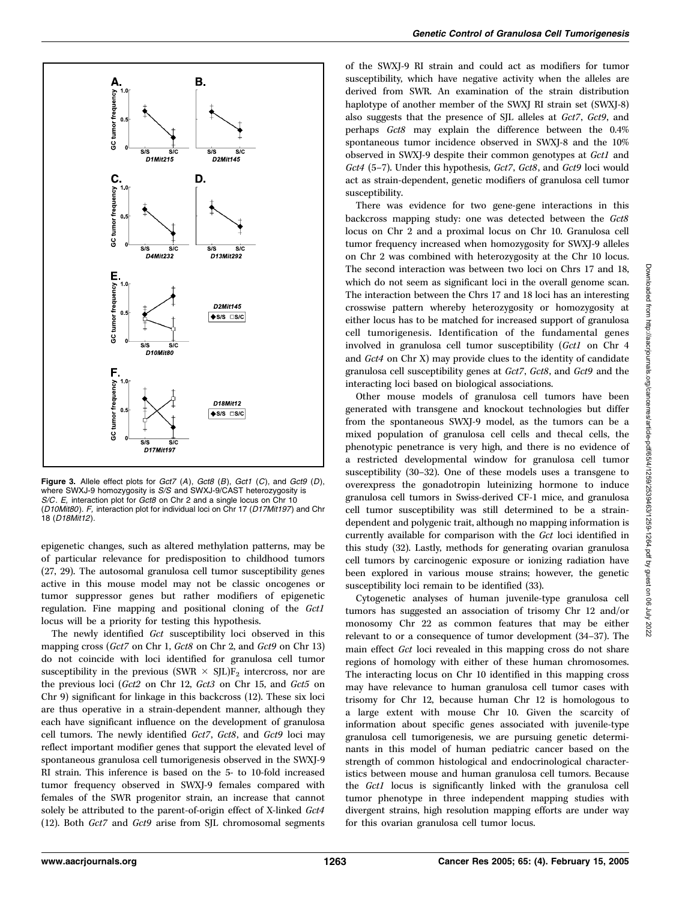Figure 3. Allele effect plots for *Gct7* (*A*), *Gct8* (*B*), *Gct1* (*C*), and *Gct9* (*D*), where SWXJ-9 homozygosity is *S/S* and SWXJ-9/CAST heterozygosity is *S/C*. *E*, interaction plot for *Gct8* on Chr 2 and a single locus on Chr 10 (*D10Mit80*). *F*, interaction plot for individual loci on Chr 17 (*D17Mit197*) and Chr 18 (*D18Mit12*).

epigenetic changes, such as altered methylation patterns, may be of particular relevance for predisposition to childhood tumors (27, 29). The autosomal granulosa cell tumor susceptibility genes active in this mouse model may not be classic oncogenes or tumor suppressor genes but rather modifiers of epigenetic regulation. Fine mapping and positional cloning of the *Gct1* locus will be a priority for testing this hypothesis.

The newly identified *Gct* susceptibility loci observed in this mapping cross (*Gct7* on Chr 1, *Gct8* on Chr 2, and *Gct9* on Chr 13) do not coincide with loci identified for granulosa cell tumor susceptibility in the previous (SWR × SJL)$F_2$ intercross, nor are the previous loci (*Gct2* on Chr 12, *Gct3* on Chr 15, and *Gct5* on Chr 9) significant for linkage in this backcross (12). These six loci are thus operative in a strain-dependent manner, although they each have significant influence on the development of granulosa cell tumors. The newly identified *Gct7*, *Gct8*, and *Gct9* loci may reflect important modifier genes that support the elevated level of spontaneous granulosa cell tumorigenesis observed in the SWXJ-9 RI strain. This inference is based on the 5- to 10-fold increased tumor frequency observed in SWXJ-9 females compared with females of the SWR progenitor strain, an increase that cannot solely be attributed to the parent-of-origin effect of X-linked *Gct4* (12). Both *Gct7* and *Gct9* arise from SJL chromosomal segments of the SWXJ-9 RI strain and could act as modifiers for tumor susceptibility, which have negative activity when the alleles are derived from SWR. An examination of the strain distribution haplotype of another member of the SWXJ RI strain set (SWXJ-8) also suggests that the presence of SJL alleles at *Gct7*, *Gct9*, and perhaps *Gct8* may explain the difference between the 0.4% spontaneous tumor incidence observed in SWXJ-8 and the 10% observed in SWXJ-9 despite their common genotypes at *Gct1* and *Gct4* (5–7). Under this hypothesis, *Gct7*, *Gct8*, and *Gct9* loci would act as strain-dependent, genetic modifiers of granulosa cell tumor susceptibility.

There was evidence for two gene-gene interactions in this backcross mapping study: one was detected between the *Gct8* locus on Chr 2 and a proximal locus on Chr 10. Granulosa cell tumor frequency increased when homozygosity for SWXJ-9 alleles on Chr 2 was combined with heterozygosity at the Chr 10 locus. The second interaction was between two loci on Chrs 17 and 18, which do not seem as significant loci in the overall genome scan. The interaction between the Chrs 17 and 18 loci has an interesting crosswise pattern whereby heterozygosity or homozygosity at either locus has to be matched for increased support of granulosa cell tumorigenesis. Identification of the fundamental genes involved in granulosa cell tumor susceptibility (*Gct1* on Chr 4 and *Gct4* on Chr X) may provide clues to the identity of candidate granulosa cell susceptibility genes at *Gct7*, *Gct8*, and *Gct9* and the interacting loci based on biological associations.

Other mouse models of granulosa cell tumors have been generated with transgene and knockout technologies but differ from the spontaneous SWXJ-9 model, as the tumors can be a mixed population of granulosa cell cells and thecal cells, the phenotypic penetrance is very high, and there is no evidence of a restricted developmental window for granulosa cell tumor susceptibility (30–32). One of these models uses a transgene to overexpress the gonadotropin luteinizing hormone to induce granulosa cell tumors in Swiss-derived CF-1 mice, and granulosa cell tumor susceptibility was still determined to be a strain-dependent and polygenic trait, although no mapping information is currently available for comparison with the *Gct* loci identified in this study (32). Lastly, methods for generating ovarian granulosa cell tumors by carcinogenic exposure or ionizing radiation have been explored in various mouse strains; however, the genetic susceptibility loci remain to be identified (33).

Cytogenetic analyses of human juvenile-type granulosa cell tumors has suggested an association of trisomy Chr 12 and/or monosomy Chr 22 as common features that may be either relevant to or a consequence of tumor development (34–37). The main effect *Gct* loci revealed in this mapping cross do not share regions of homology with either of these human chromosomes. The interacting locus on Chr 10 identified in this mapping cross may have relevance to human granulosa cell tumor cases with trisomy for Chr 12, because human Chr 12 is homologous to a large extent with mouse Chr 10. Given the scarcity of information about specific genes associated with juvenile-type granulosa cell tumorigenesis, we are pursuing genetic determinants in this model of human pediatric cancer based on the strength of common histological and endocrinological characteristics between mouse and human granulosa cell tumors. Because the *Gct1* locus is significantly linked with the granulosa cell tumor phenotype in three independent mapping studies with divergent strains, high resolution mapping efforts are under way for this ovarian granulosa cell tumor locus.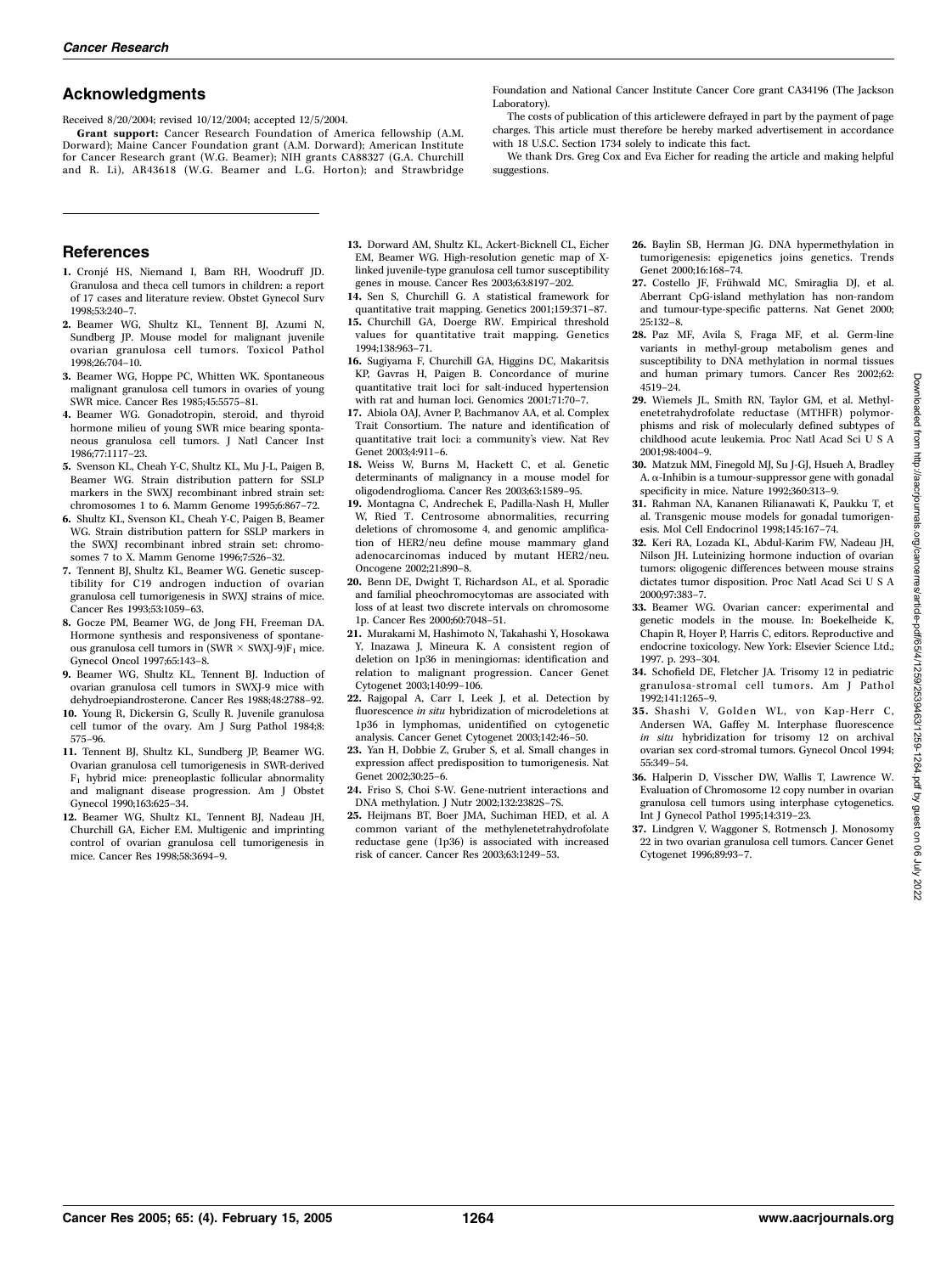## Acknowledgments

Received 8/20/2004; revised 10/12/2004; accepted 12/5/2004.

**Grant support:** Cancer Research Foundation of America fellowship (A.M. Dorward); Maine Cancer Foundation grant (A.M. Dorward); American Institute for Cancer Research grant (W.G. Beamer); NIH grants CA88327 (G.A. Churchill and R. Li), AR43618 (W.G. Beamer and L.G. Horton); and Strawbridge Foundation and National Cancer Institute Cancer Core grant CA34196 (The Jackson Laboratory).

The costs of publication of this articlewere defrayed in part by the payment of page charges. This article must therefore be hereby marked advertisement in accordance with 18 U.S.C. Section 1734 solely to indicate this fact.

We thank Drs. Greg Cox and Eva Eicher for reading the article and making helpful suggestions.

## References

1. Cronjé HS, Niemand I, Bam RH, Woodruff JD. Granulosa and theca cell tumors in children: a report of 17 cases and literature review. Obstet Gynecol Surv 1998;53:240–7.
2. Beamer WG, Shultz KL, Tennent BJ, Azumi N, Sundberg JP. Mouse model for malignant juvenile ovarian granulosa cell tumors. Toxicol Pathol 1998;26:704–10.
3. Beamer WG, Hoppe PC, Whitten WK. Spontaneous malignant granulosa cell tumors in ovaries of young SWR mice. Cancer Res 1985;45:5575–81.
4. Beamer WG. Gonadotropin, steroid, and thyroid hormone milieu of young SWR mice bearing spontaneous granulosa cell tumors. J Natl Cancer Inst 1986;77:1117–23.
5. Svenson KL, Cheah Y-C, Shultz KL, Mu J-L, Paigen B, Beamer WG. Strain distribution pattern for SSLP markers in the SWXJ recombinant inbred strain set: chromosomes 1 to 6. Mamm Genome 1995;6:867–72.
6. Shultz KL, Svenson KL, Cheah Y-C, Paigen B, Beamer WG. Strain distribution pattern for SSLP markers in the SWXJ recombinant inbred strain set: chromosomes 7 to X. Mamm Genome 1996;7:526–32.
7. Tennent BJ, Shultz KL, Beamer WG. Genetic susceptibility for C19 androgen induction of ovarian granulosa cell tumorigenesis in SWXJ strains of mice. Cancer Res 1993;53:1059–63.
8. Gocze PM, Beamer WG, de Jong FH, Freeman DA. Hormone synthesis and responsiveness of spontaneous granulosa cell tumors in (SWR × SWXJ-9)$F_1$ mice. Gynecol Oncol 1997;65:143–8.
9. Beamer WG, Shultz KL, Tennent BJ. Induction of ovarian granulosa cell tumors in SWXJ-9 mice with dehydroepiandrosterone. Cancer Res 1988;48:2788–92.
10. Young R, Dickersin G, Scully R. Juvenile granulosa cell tumor of the ovary. Am J Surg Pathol 1984;8:575–96.
11. Tennent BJ, Shultz KL, Sundberg JP, Beamer WG. Ovarian granulosa cell tumorigenesis in SWR-derived $F_1$ hybrid mice: preneoplastic follicular abnormality and malignant disease progression. Am J Obstet Gynecol 1990;163:625–34.
12. Beamer WG, Shultz KL, Tennent BJ, Nadeau JH, Churchill GA, Eicher EM. Multigenic and imprinting control of ovarian granulosa cell tumorigenesis in mice. Cancer Res 1998;58:3694–9.
13. Dorward AM, Shultz KL, Ackert-Bicknell CL, Eicher EM, Beamer WG. High-resolution genetic map of X-linked juvenile-type granulosa cell tumor susceptibility genes in mouse. Cancer Res 2003;63:8197–202.
14. Sen S, Churchill G. A statistical framework for quantitative trait mapping. Genetics 2001;159:371–87.
15. Churchill GA, Doerge RW. Empirical threshold values for quantitative trait mapping. Genetics 1994;138:963–71.
16. Sugiyama F, Churchill GA, Higgins DC, Makaritsis KP, Gavras H, Paigen B. Concordance of murine quantitative trait loci for salt-induced hypertension with rat and human loci. Genomics 2001;71:70–7.
17. Abiola OAJ, Avner P, Bachmanov AA, et al. Complex Trait Consortium. The nature and identification of quantitative trait loci: a community's view. Nat Rev Genet 2003;4:911–6.
18. Weiss W, Burns M, Hackett C, et al. Genetic determinants of malignancy in a mouse model for oligodendroglioma. Cancer Res 2003;63:1589–95.
19. Montagna C, Andrechek E, Padilla-Nash H, Muller W, Ried T. Centrosome abnormalities, recurring deletions of chromosome 4, and genomic amplification of HER2/neu define mouse mammary gland adenocarcinomas induced by mutant HER2/neu. Oncogene 2002;21:890–8.
20. Benn DE, Dwight T, Richardson AL, et al. Sporadic and familial pheochromocytomas are associated with loss of at least two discrete intervals on chromosome 1p. Cancer Res 2000;60:7048–51.
21. Murakami M, Hashimoto N, Takahashi Y, Hosokawa Y, Inazawa J, Mineura K. A consistent region of deletion on 1p36 in meningiomas: identification and relation to malignant progression. Cancer Genet Cytogenet 2003;140:99–106.
22. Rajgopal A, Carr I, Leek J, et al. Detection by fluorescence *in situ* hybridization of microdeletions at 1p36 in lymphomas, unidentified on cytogenetic analysis. Cancer Genet Cytogenet 2003;142:46–50.
23. Yan H, Dobbie Z, Gruber S, et al. Small changes in expression affect predisposition to tumorigenesis. Nat Genet 2002;30:25–6.
24. Friso S, Choi S-W. Gene-nutrient interactions and DNA methylation. J Nutr 2002;132:2382S–7S.
25. Heijmans BT, Boer JMA, Suchiman HED, et al. A common variant of the methylenetetrahydrofolate reductase gene (1p36) is associated with increased risk of cancer. Cancer Res 2003;63:1249–53.
26. Baylin SB, Herman JG. DNA hypermethylation in tumorigenesis: epigenetics joins genetics. Trends Genet 2000;16:168–74.
27. Costello JF, Frühwald MC, Smiraglia DJ, et al. Aberrant CpG-island methylation has non-random and tumour-type-specific patterns. Nat Genet 2000; 25:132–8.
28. Paz MF, Avila S, Fraga MF, et al. Germ-line variants in methyl-group metabolism genes and susceptibility to DNA methylation in normal tissues and human primary tumors. Cancer Res 2002;62: 4519–24.
29. Wiemels JL, Smith RN, Taylor GM, et al. Methylenetetrahydrofolate reductase (MTHFR) polymorphisms and risk of molecularly defined subtypes of childhood acute leukemia. Proc Natl Acad Sci U S A 2001;98:4004–9.
30. Matzuk MM, Finegold MJ, Su J-GJ, Hsueh A, Bradley A. α-Inhibin is a tumour-suppressor gene with gonadal specificity in mice. Nature 1992;360:313–9.
31. Rahman NA, Kananen Rilianawati K, Paukku T, et al. Transgenic mouse models for gonadal tumorigenesis. Mol Cell Endocrinol 1998;145:167–74.
32. Keri RA, Lozada KL, Abdul-Karim FW, Nadeau JH, Nilson JH. Luteinizing hormone induction of ovarian tumors: oligogenic differences between mouse strains dictates tumor disposition. Proc Natl Acad Sci U S A 2000;97:383–7.
33. Beamer WG. Ovarian cancer: experimental and genetic models in the mouse. In: Boekelheide K, Chapin R, Hoyer P, Harris C, editors. Reproductive and endocrine toxicology. New York: Elsevier Science Ltd.; 1997. p. 293–304.
34. Schofield DE, Fletcher JA. Trisomy 12 in pediatric granulosa-stromal cell tumors. Am J Pathol 1992;141:1265–9.
35. Shashi V, Golden WL, von Kap-Herr C, Andersen WA, Gaffey M. Interphase fluorescence *in situ* hybridization for trisomy 12 on archival ovarian sex cord-stromal tumors. Gynecol Oncol 1994; 55:349–54.
36. Halperin D, Visscher DW, Wallis T, Lawrence W. Evaluation of Chromosome 12 copy number in ovarian granulosa cell tumors using interphase cytogenetics. Int J Gynecol Pathol 1995;14:319–23.
37. Lindgren V, Waggoner S, Rotmensch J. Monosomy 22 in two ovarian granulosa cell tumors. Cancer Genet Cytogenet 1996;89:93–7.